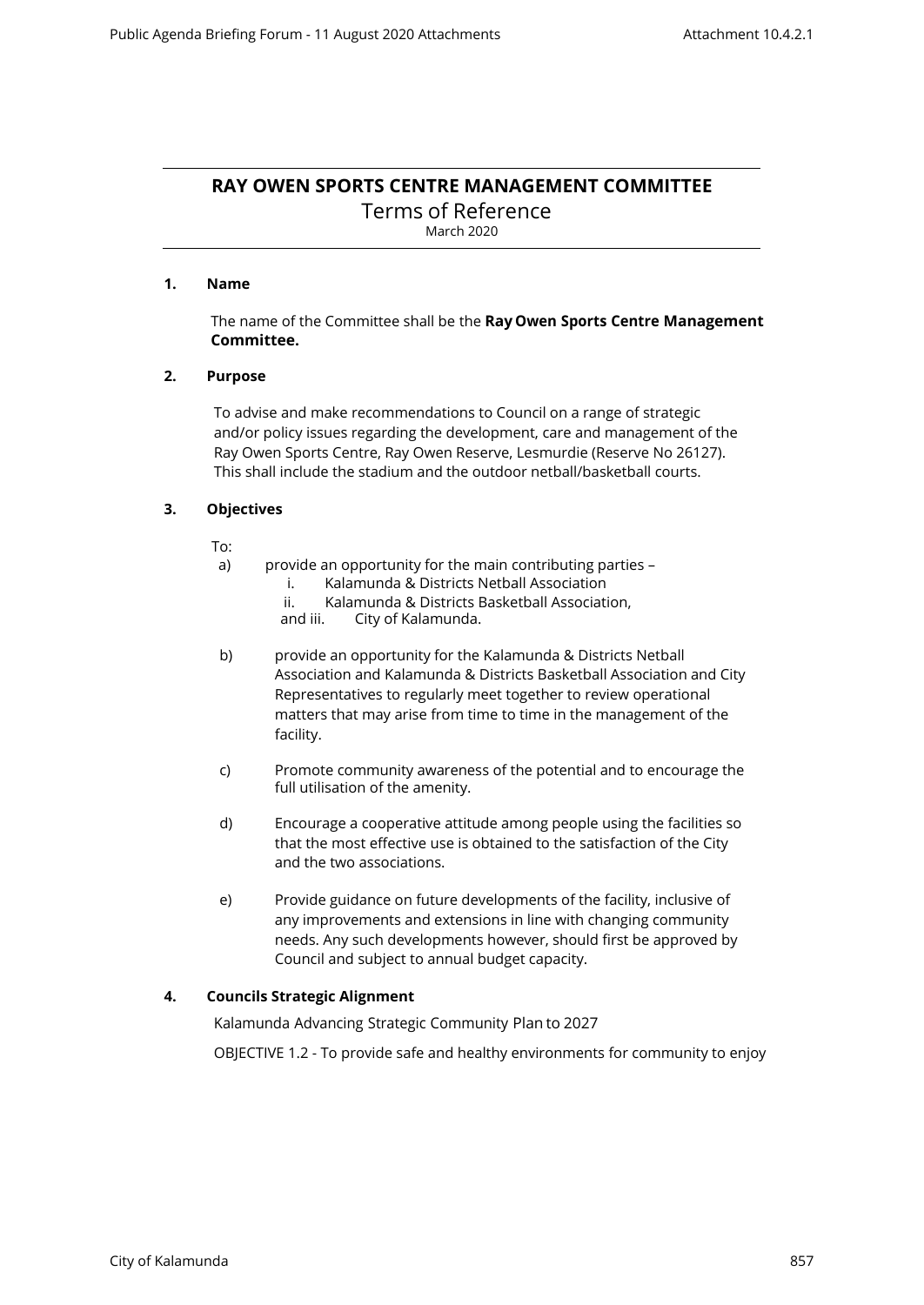# RAY OWEN SPORTS CENTRE MANAGEMENT COMMITTEE

## Terms of Reference

March 2020

### 1. Name

The name of the Committee shall be the **Ray Owen Sports Centre Management Committee.**

### 2. Purpose

To advise and make recommendations to Council on a range of strategic and/or policy issues regarding the development, care and management of the Ray Owen Sports Centre, Ray Owen Reserve, Lesmurdie (Reserve No 26127). This shall include the stadium and the outdoor netball/basketball courts.

### 3. Objectives

To:

a) provide an opportunity for the main contributing parties –
   i. Kalamunda & Districts Netball Association
   ii. Kalamunda & Districts Basketball Association,
   and iii. City of Kalamunda.

b) provide an opportunity for the Kalamunda & Districts Netball Association and Kalamunda & Districts Basketball Association and City Representatives to regularly meet together to review operational matters that may arise from time to time in the management of the facility.

c) Promote community awareness of the potential and to encourage the full utilisation of the amenity.

d) Encourage a cooperative attitude among people using the facilities so that the most effective use is obtained to the satisfaction of the City and the two associations.

e) Provide guidance on future developments of the facility, inclusive of any improvements and extensions in line with changing community needs. Any such developments however, should first be approved by Council and subject to annual budget capacity.

### 4. Councils Strategic Alignment

Kalamunda Advancing Strategic Community Plan to 2027

OBJECTIVE 1.2 - To provide safe and healthy environments for community to enjoy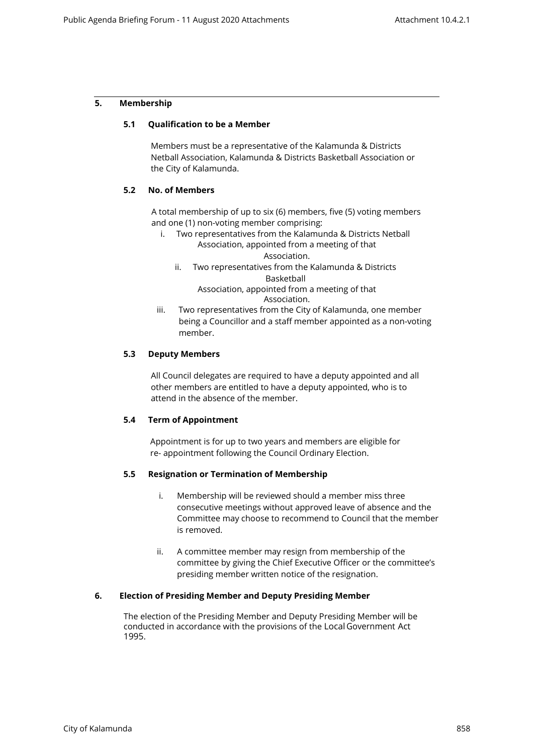## 5. Membership

### 5.1 Qualification to be a Member

Members must be a representative of the Kalamunda & Districts Netball Association, Kalamunda & Districts Basketball Association or the City of Kalamunda.

### 5.2 No. of Members

A total membership of up to six (6) members, five (5) voting members and one (1) non-voting member comprising:

i. Two representatives from the Kalamunda & Districts Netball Association, appointed from a meeting of that Association.

ii. Two representatives from the Kalamunda & Districts Basketball Association, appointed from a meeting of that Association.

iii. Two representatives from the City of Kalamunda, one member being a Councillor and a staff member appointed as a non-voting member.

### 5.3 Deputy Members

All Council delegates are required to have a deputy appointed and all other members are entitled to have a deputy appointed, who is to attend in the absence of the member.

### 5.4 Term of Appointment

Appointment is for up to two years and members are eligible for re- appointment following the Council Ordinary Election.

### 5.5 Resignation or Termination of Membership

i. Membership will be reviewed should a member miss three consecutive meetings without approved leave of absence and the Committee may choose to recommend to Council that the member is removed.

ii. A committee member may resign from membership of the committee by giving the Chief Executive Officer or the committee's presiding member written notice of the resignation.

## 6. Election of Presiding Member and Deputy Presiding Member

The election of the Presiding Member and Deputy Presiding Member will be conducted in accordance with the provisions of the Local Government Act 1995.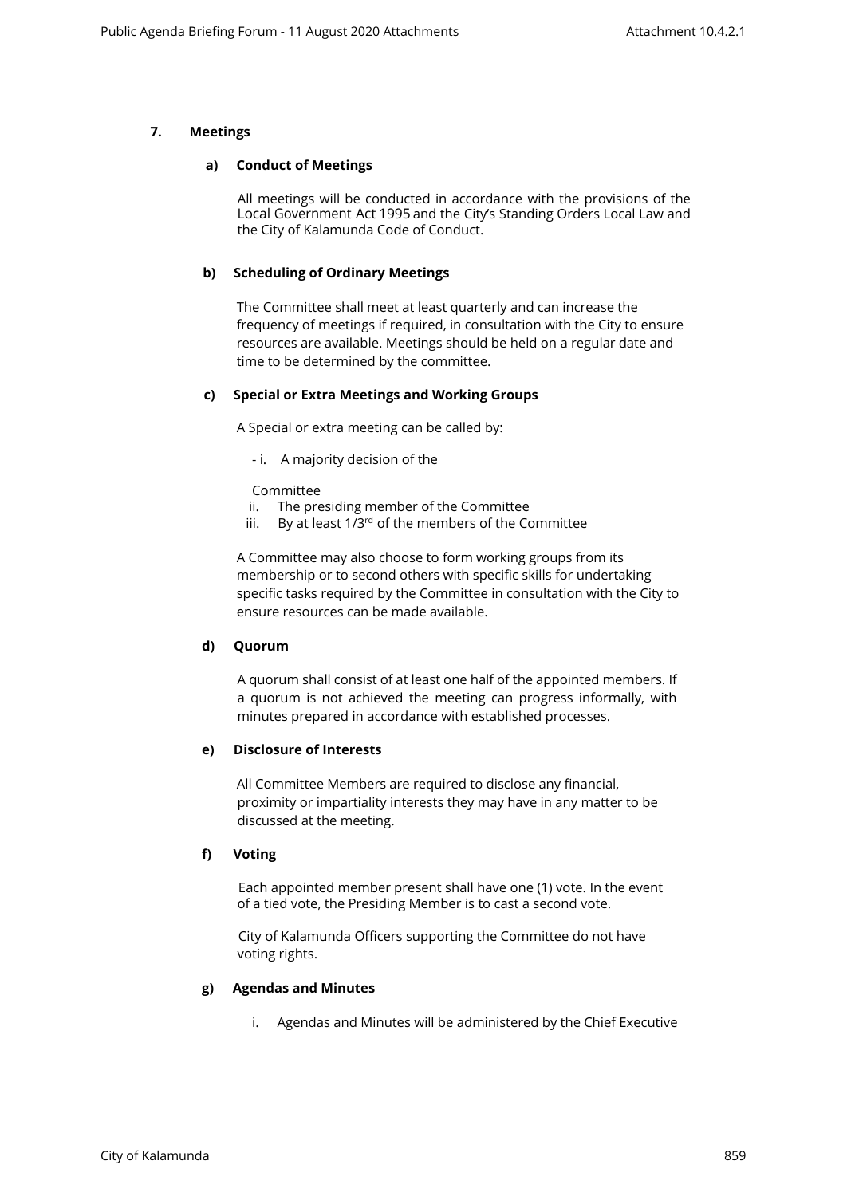## 7. Meetings

### a) Conduct of Meetings

All meetings will be conducted in accordance with the provisions of the Local Government Act 1995 and the City's Standing Orders Local Law and the City of Kalamunda Code of Conduct.

### b) Scheduling of Ordinary Meetings

The Committee shall meet at least quarterly and can increase the frequency of meetings if required, in consultation with the City to ensure resources are available. Meetings should be held on a regular date and time to be determined by the committee.

### c) Special or Extra Meetings and Working Groups

A Special or extra meeting can be called by:

- i. A majority decision of the Committee
- ii. The presiding member of the Committee
- iii. By at least 1/3rd of the members of the Committee

A Committee may also choose to form working groups from its membership or to second others with specific skills for undertaking specific tasks required by the Committee in consultation with the City to ensure resources can be made available.

### d) Quorum

A quorum shall consist of at least one half of the appointed members. If a quorum is not achieved the meeting can progress informally, with minutes prepared in accordance with established processes.

### e) Disclosure of Interests

All Committee Members are required to disclose any financial, proximity or impartiality interests they may have in any matter to be discussed at the meeting.

### f) Voting

Each appointed member present shall have one (1) vote. In the event of a tied vote, the Presiding Member is to cast a second vote.

City of Kalamunda Officers supporting the Committee do not have voting rights.

### g) Agendas and Minutes

i. Agendas and Minutes will be administered by the Chief Executive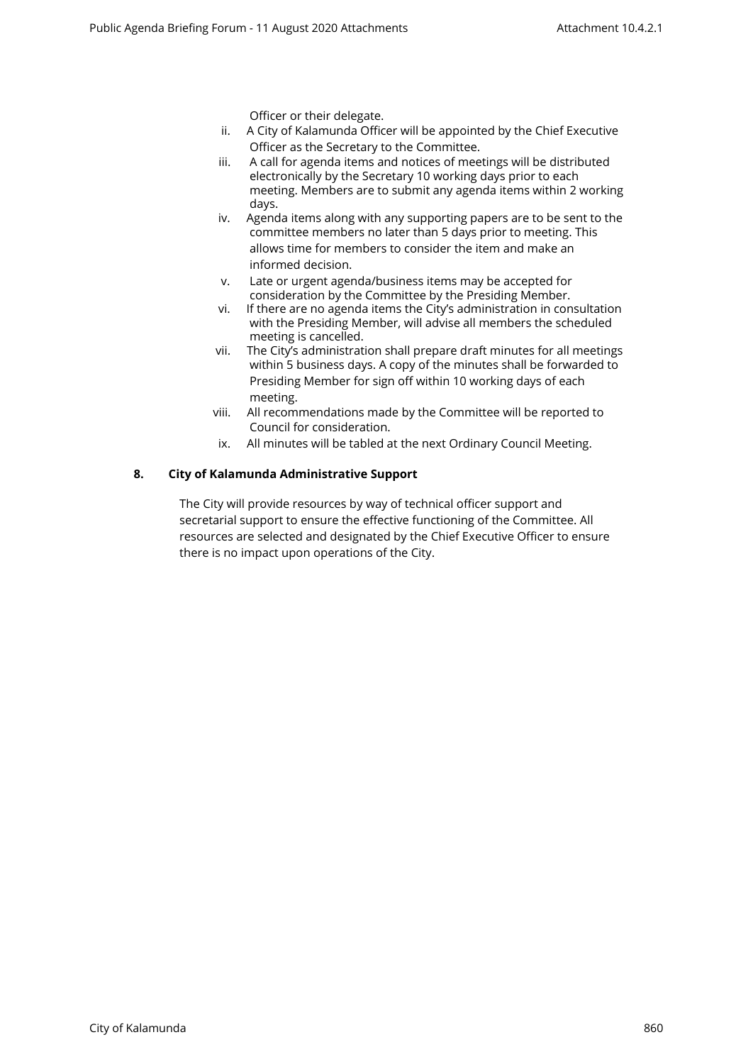Officer or their delegate.

ii. A City of Kalamunda Officer will be appointed by the Chief Executive Officer as the Secretary to the Committee.

iii. A call for agenda items and notices of meetings will be distributed electronically by the Secretary 10 working days prior to each meeting. Members are to submit any agenda items within 2 working days.

iv. Agenda items along with any supporting papers are to be sent to the committee members no later than 5 days prior to meeting. This allows time for members to consider the item and make an informed decision.

v. Late or urgent agenda/business items may be accepted for consideration by the Committee by the Presiding Member.

vi. If there are no agenda items the City's administration in consultation with the Presiding Member, will advise all members the scheduled meeting is cancelled.

vii. The City's administration shall prepare draft minutes for all meetings within 5 business days. A copy of the minutes shall be forwarded to Presiding Member for sign off within 10 working days of each meeting.

viii. All recommendations made by the Committee will be reported to Council for consideration.

ix. All minutes will be tabled at the next Ordinary Council Meeting.

**8. City of Kalamunda Administrative Support**

The City will provide resources by way of technical officer support and secretarial support to ensure the effective functioning of the Committee. All resources are selected and designated by the Chief Executive Officer to ensure there is no impact upon operations of the City.